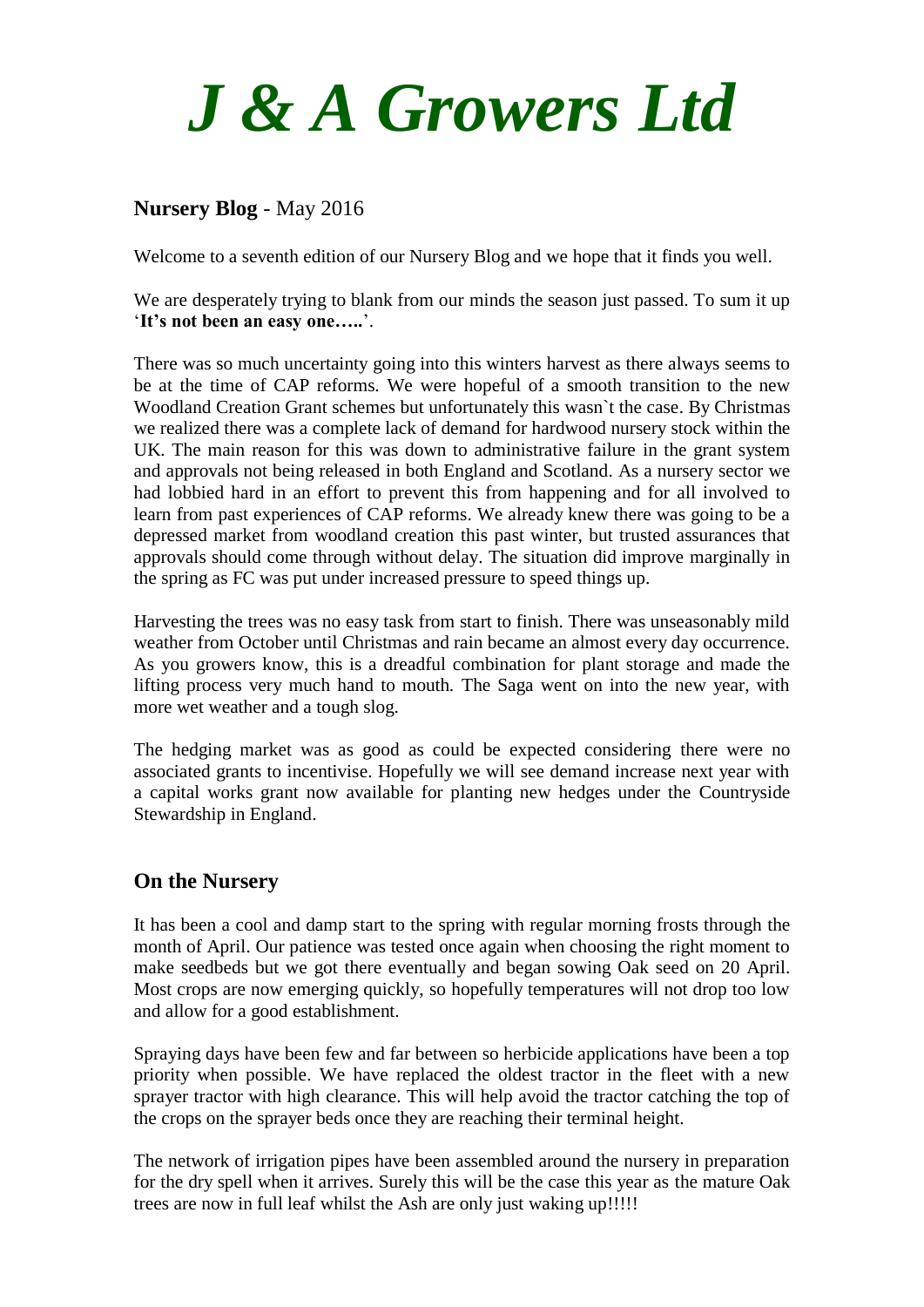# *J & A Growers Ltd*

**Nursery Blog** - May 2016

Welcome to a seventh edition of our Nursery Blog and we hope that it finds you well.

We are desperately trying to blank from our minds the season just passed. To sum it up '**It's not been an easy one…..**'.

There was so much uncertainty going into this winters harvest as there always seems to be at the time of CAP reforms. We were hopeful of a smooth transition to the new Woodland Creation Grant schemes but unfortunately this wasn`t the case. By Christmas we realized there was a complete lack of demand for hardwood nursery stock within the UK. The main reason for this was down to administrative failure in the grant system and approvals not being released in both England and Scotland. As a nursery sector we had lobbied hard in an effort to prevent this from happening and for all involved to learn from past experiences of CAP reforms. We already knew there was going to be a depressed market from woodland creation this past winter, but trusted assurances that approvals should come through without delay. The situation did improve marginally in the spring as FC was put under increased pressure to speed things up.

Harvesting the trees was no easy task from start to finish. There was unseasonably mild weather from October until Christmas and rain became an almost every day occurrence. As you growers know, this is a dreadful combination for plant storage and made the lifting process very much hand to mouth. The Saga went on into the new year, with more wet weather and a tough slog.

The hedging market was as good as could be expected considering there were no associated grants to incentivise. Hopefully we will see demand increase next year with a capital works grant now available for planting new hedges under the Countryside Stewardship in England.

## On the Nursery

It has been a cool and damp start to the spring with regular morning frosts through the month of April. Our patience was tested once again when choosing the right moment to make seedbeds but we got there eventually and began sowing Oak seed on 20 April. Most crops are now emerging quickly, so hopefully temperatures will not drop too low and allow for a good establishment.

Spraying days have been few and far between so herbicide applications have been a top priority when possible. We have replaced the oldest tractor in the fleet with a new sprayer tractor with high clearance. This will help avoid the tractor catching the top of the crops on the sprayer beds once they are reaching their terminal height.

The network of irrigation pipes have been assembled around the nursery in preparation for the dry spell when it arrives. Surely this will be the case this year as the mature Oak trees are now in full leaf whilst the Ash are only just waking up!!!!!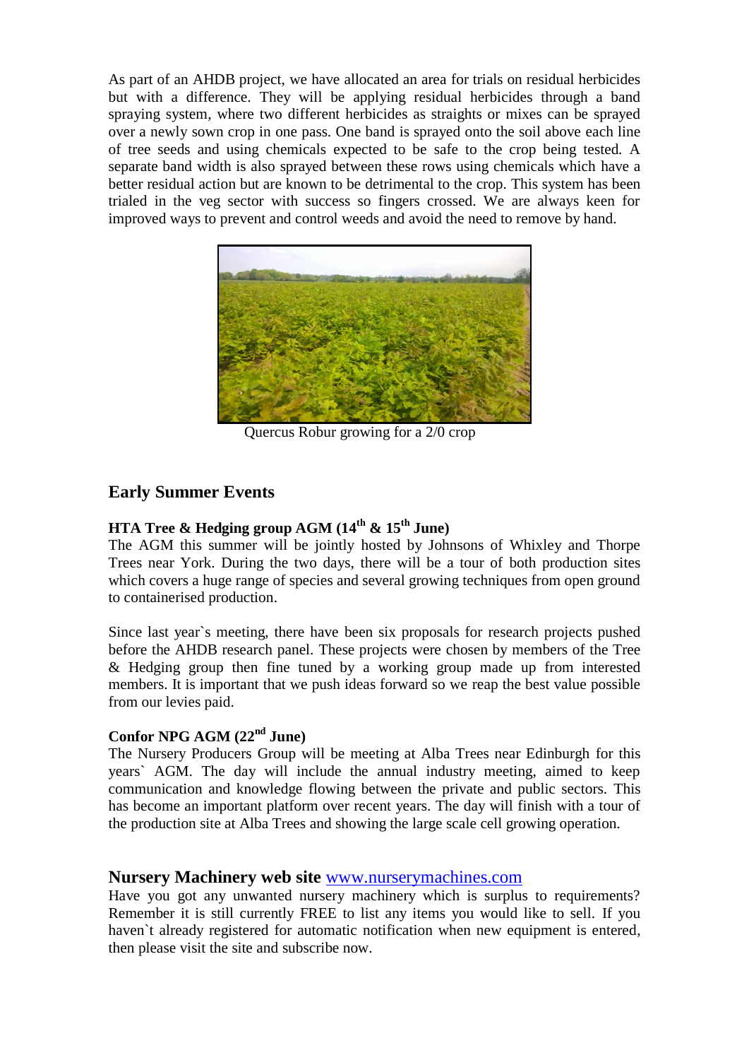As part of an AHDB project, we have allocated an area for trials on residual herbicides but with a difference. They will be applying residual herbicides through a band spraying system, where two different herbicides as straights or mixes can be sprayed over a newly sown crop in one pass. One band is sprayed onto the soil above each line of tree seeds and using chemicals expected to be safe to the crop being tested. A separate band width is also sprayed between these rows using chemicals which have a better residual action but are known to be detrimental to the crop. This system has been trialed in the veg sector with success so fingers crossed. We are always keen for improved ways to prevent and control weeds and avoid the need to remove by hand.

Quercus Robur growing for a 2/0 crop

## Early Summer Events

### HTA Tree & Hedging group AGM (14th & 15th June)

The AGM this summer will be jointly hosted by Johnsons of Whixley and Thorpe Trees near York. During the two days, there will be a tour of both production sites which covers a huge range of species and several growing techniques from open ground to containerised production.

Since last year`s meeting, there have been six proposals for research projects pushed before the AHDB research panel. These projects were chosen by members of the Tree & Hedging group then fine tuned by a working group made up from interested members. It is important that we push ideas forward so we reap the best value possible from our levies paid.

### Confor NPG AGM (22nd June)

The Nursery Producers Group will be meeting at Alba Trees near Edinburgh for this years` AGM. The day will include the annual industry meeting, aimed to keep communication and knowledge flowing between the private and public sectors. This has become an important platform over recent years. The day will finish with a tour of the production site at Alba Trees and showing the large scale cell growing operation.

## Nursery Machinery web site [www.nurserymachines.com](http://www.nurserymachines.com)

Have you got any unwanted nursery machinery which is surplus to requirements? Remember it is still currently FREE to list any items you would like to sell. If you haven`t already registered for automatic notification when new equipment is entered, then please visit the site and subscribe now.